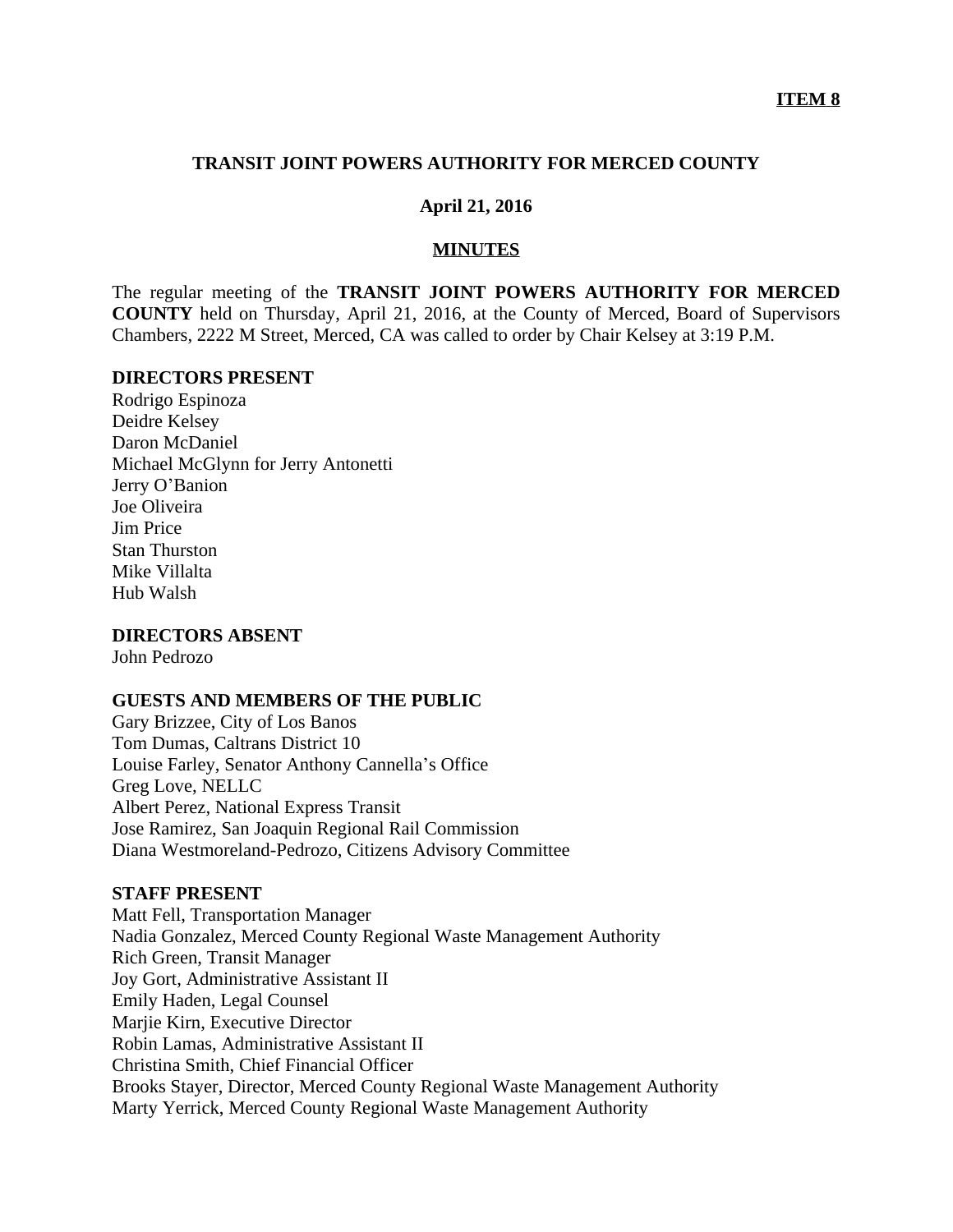**ITEM 8**

# TRANSIT JOINT POWERS AUTHORITY FOR MERCED COUNTY

**April 21, 2016**

## MINUTES

The regular meeting of the **TRANSIT JOINT POWERS AUTHORITY FOR MERCED COUNTY** held on Thursday, April 21, 2016, at the County of Merced, Board of Supervisors Chambers, 2222 M Street, Merced, CA was called to order by Chair Kelsey at 3:19 P.M.

### DIRECTORS PRESENT

Rodrigo Espinoza
Deidre Kelsey
Daron McDaniel
Michael McGlynn for Jerry Antonetti
Jerry O'Banion
Joe Oliveira
Jim Price
Stan Thurston
Mike Villalta
Hub Walsh

### DIRECTORS ABSENT

John Pedrozo

### GUESTS AND MEMBERS OF THE PUBLIC

Gary Brizzee, City of Los Banos
Tom Dumas, Caltrans District 10
Louise Farley, Senator Anthony Cannella's Office
Greg Love, NELLC
Albert Perez, National Express Transit
Jose Ramirez, San Joaquin Regional Rail Commission
Diana Westmoreland-Pedrozo, Citizens Advisory Committee

### STAFF PRESENT

Matt Fell, Transportation Manager
Nadia Gonzalez, Merced County Regional Waste Management Authority
Rich Green, Transit Manager
Joy Gort, Administrative Assistant II
Emily Haden, Legal Counsel
Marjie Kirn, Executive Director
Robin Lamas, Administrative Assistant II
Christina Smith, Chief Financial Officer
Brooks Stayer, Director, Merced County Regional Waste Management Authority
Marty Yerrick, Merced County Regional Waste Management Authority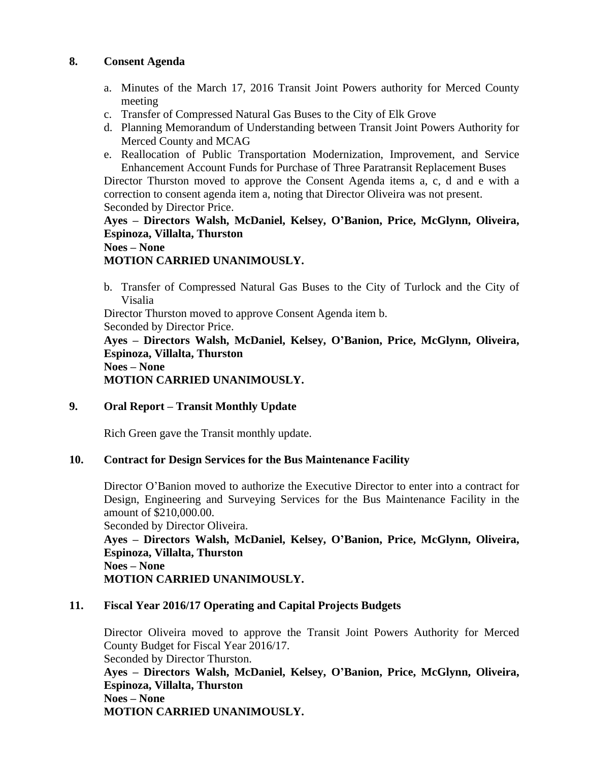## 8. Consent Agenda

a. Minutes of the March 17, 2016 Transit Joint Powers authority for Merced County meeting
c. Transfer of Compressed Natural Gas Buses to the City of Elk Grove
d. Planning Memorandum of Understanding between Transit Joint Powers Authority for Merced County and MCAG
e. Reallocation of Public Transportation Modernization, Improvement, and Service Enhancement Account Funds for Purchase of Three Paratransit Replacement Buses

Director Thurston moved to approve the Consent Agenda items a, c, d and e with a correction to consent agenda item a, noting that Director Oliveira was not present.
Seconded by Director Price.

**Ayes – Directors Walsh, McDaniel, Kelsey, O'Banion, Price, McGlynn, Oliveira, Espinoza, Villalta, Thurston**
**Noes – None**
**MOTION CARRIED UNANIMOUSLY.**

b. Transfer of Compressed Natural Gas Buses to the City of Turlock and the City of Visalia

Director Thurston moved to approve Consent Agenda item b.
Seconded by Director Price.

**Ayes – Directors Walsh, McDaniel, Kelsey, O'Banion, Price, McGlynn, Oliveira, Espinoza, Villalta, Thurston**
**Noes – None**
**MOTION CARRIED UNANIMOUSLY.**

## 9. Oral Report – Transit Monthly Update

Rich Green gave the Transit monthly update.

## 10. Contract for Design Services for the Bus Maintenance Facility

Director O'Banion moved to authorize the Executive Director to enter into a contract for Design, Engineering and Surveying Services for the Bus Maintenance Facility in the amount of $210,000.00.
Seconded by Director Oliveira.

**Ayes – Directors Walsh, McDaniel, Kelsey, O'Banion, Price, McGlynn, Oliveira, Espinoza, Villalta, Thurston**
**Noes – None**
**MOTION CARRIED UNANIMOUSLY.**

## 11. Fiscal Year 2016/17 Operating and Capital Projects Budgets

Director Oliveira moved to approve the Transit Joint Powers Authority for Merced County Budget for Fiscal Year 2016/17.
Seconded by Director Thurston.

**Ayes – Directors Walsh, McDaniel, Kelsey, O'Banion, Price, McGlynn, Oliveira, Espinoza, Villalta, Thurston**
**Noes – None**
**MOTION CARRIED UNANIMOUSLY.**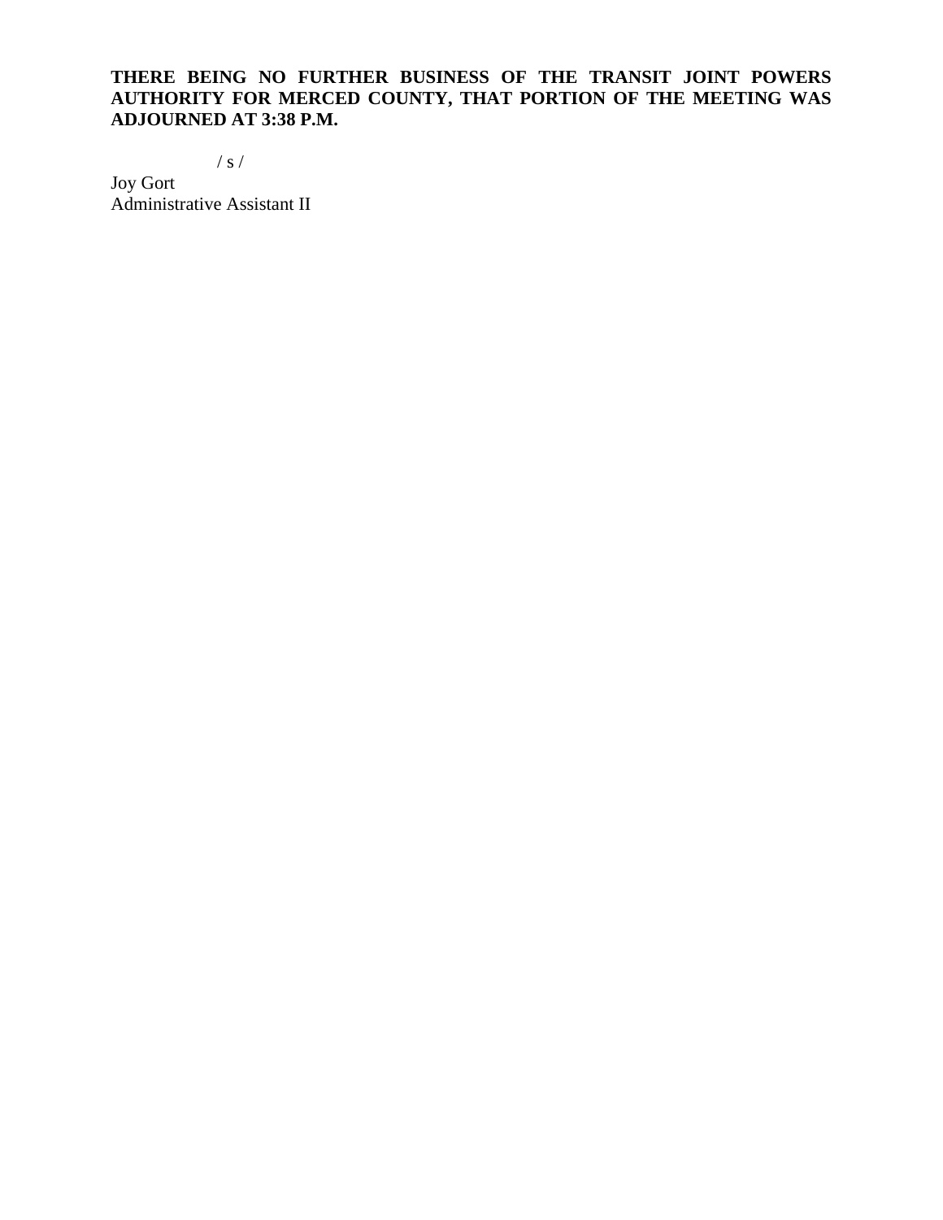**THERE BEING NO FURTHER BUSINESS OF THE TRANSIT JOINT POWERS AUTHORITY FOR MERCED COUNTY, THAT PORTION OF THE MEETING WAS ADJOURNED AT 3:38 P.M.**

/ s /

Joy Gort
Administrative Assistant II